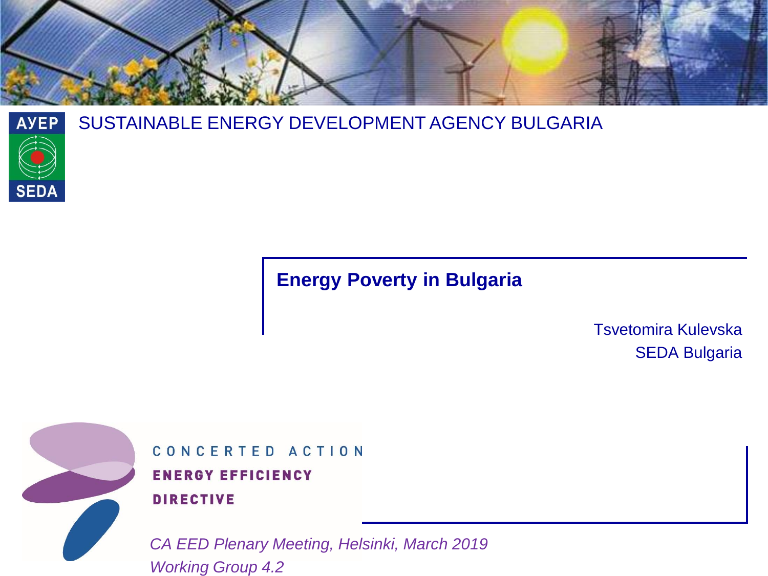АУЕР

SEDA

SUSTAINABLE ENERGY DEVELOPMENT AGENCY BULGARIA

# Energy Poverty in Bulgaria

Tsvetomira Kulevska
SEDA Bulgaria

CONCERTED ACTION
**ENERGY EFFICIENCY**
**DIRECTIVE**

*CA EED Plenary Meeting, Helsinki, March 2019*
*Working Group 4.2*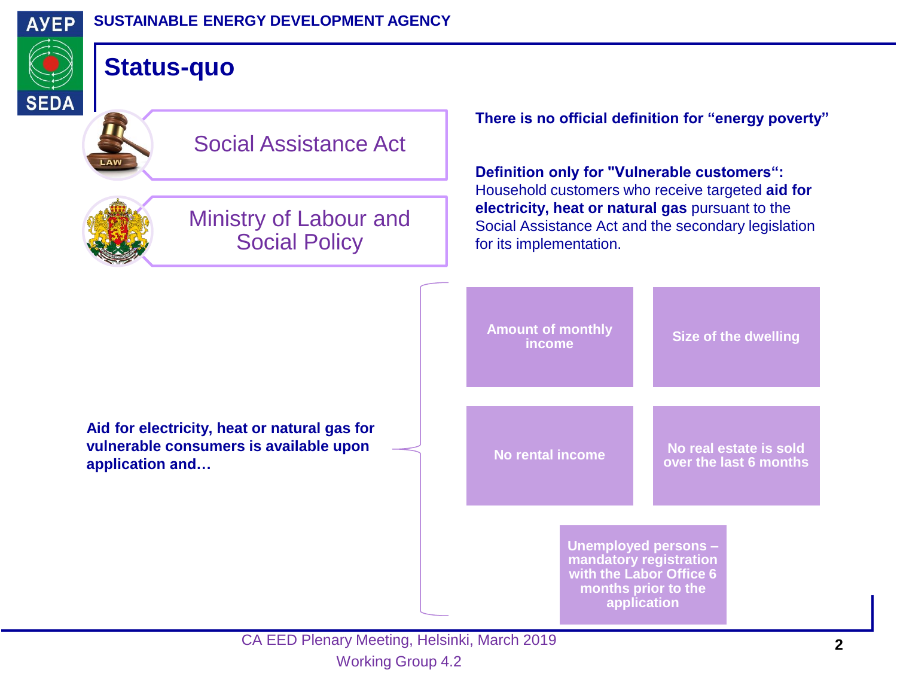# Status-quo

**Social Assistance Act**

**Ministry of Labour and Social Policy**

**There is no official definition for "energy poverty"**

**Definition only for "Vulnerable customers":**
Household customers who receive targeted **aid for electricity, heat or natural gas** pursuant to the Social Assistance Act and the secondary legislation for its implementation.

**Aid for electricity, heat or natural gas for vulnerable consumers is available upon application and…**

- **Amount of monthly income**
- **Size of the dwelling**
- **No rental income**
- **No real estate is sold over the last 6 months**
- **Unemployed persons – mandatory registration with the Labor Office 6 months prior to the application**

CA EED Plenary Meeting, Helsinki, March 2019

Working Group 4.2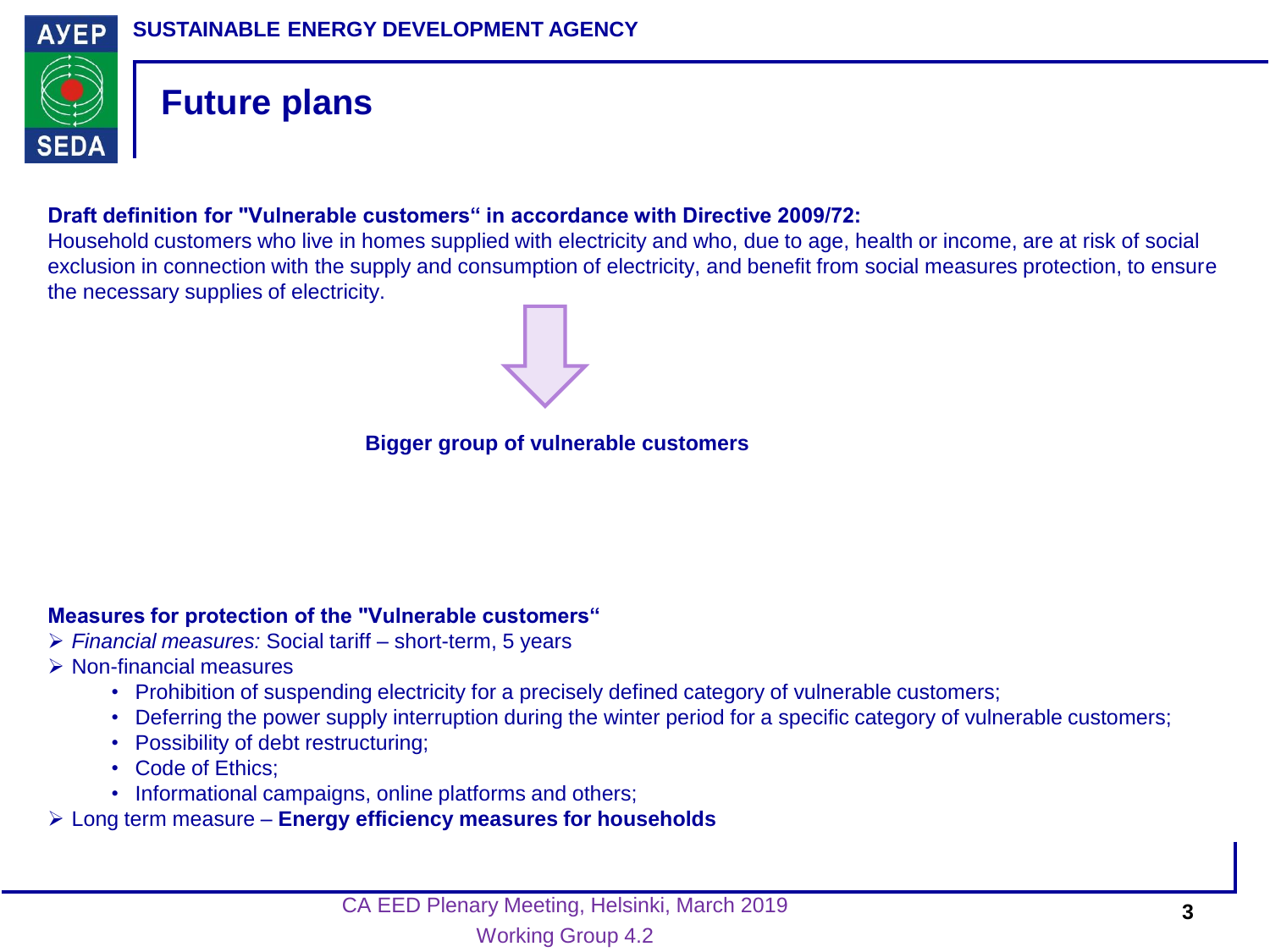# Future plans

**Draft definition for "Vulnerable customers" in accordance with Directive 2009/72:**

Household customers who live in homes supplied with electricity and who, due to age, health or income, are at risk of social exclusion in connection with the supply and consumption of electricity, and benefit from social measures protection, to ensure the necessary supplies of electricity.

**Bigger group of vulnerable customers**

**Measures for protection of the "Vulnerable customers"**

- *Financial measures:* Social tariff – short-term, 5 years
- Non-financial measures
  - Prohibition of suspending electricity for a precisely defined category of vulnerable customers;
  - Deferring the power supply interruption during the winter period for a specific category of vulnerable customers;
  - Possibility of debt restructuring;
  - Code of Ethics;
  - Informational campaigns, online platforms and others;
- Long term measure – **Energy efficiency measures for households**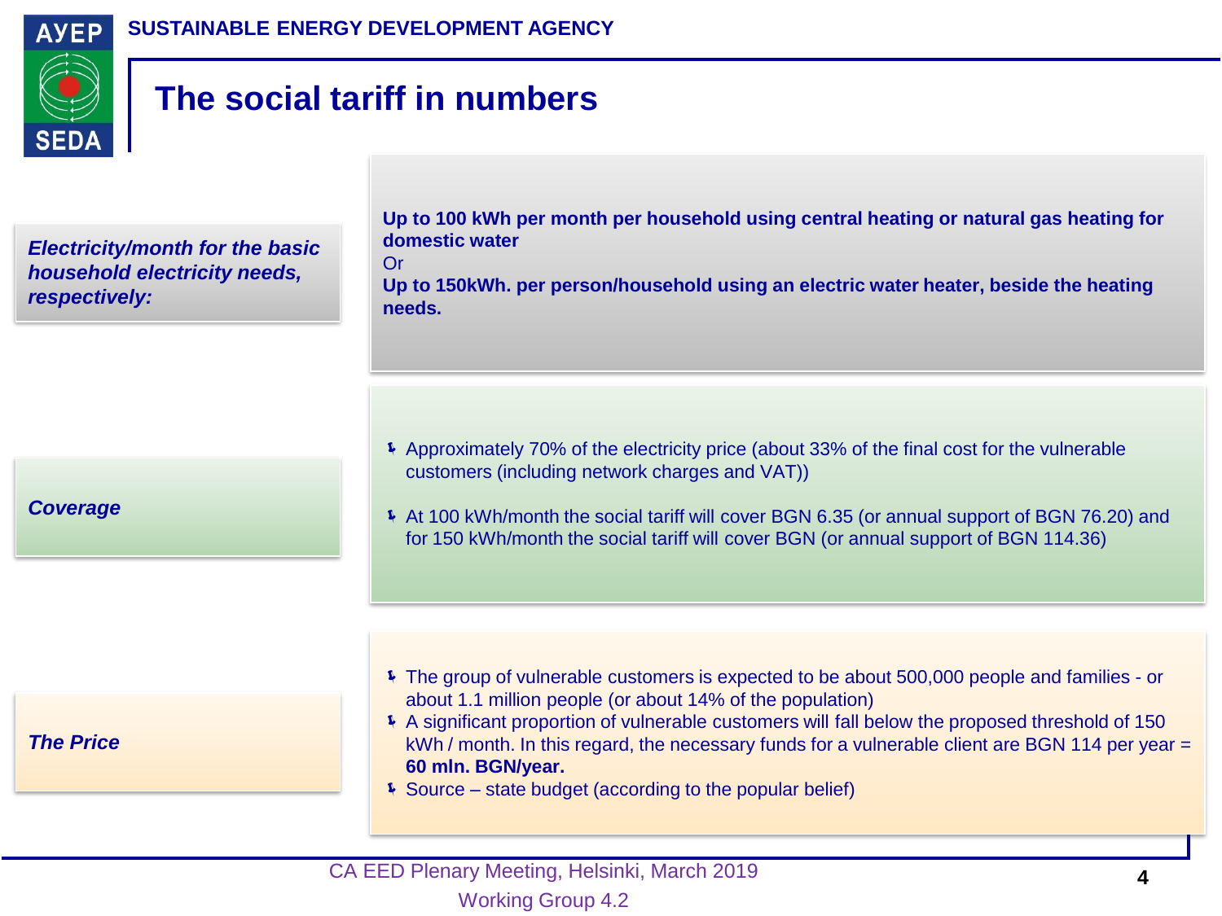# The social tariff in numbers

| | |
|---|---|
| *Electricity/month for the basic household electricity needs, respectively:* | **Up to 100 kWh per month per household using central heating or natural gas heating for domestic water**<br>Or<br>**Up to 150kWh. per person/household using an electric water heater, beside the heating needs.** |
| *Coverage* | - Approximately 70% of the electricity price (about 33% of the final cost for the vulnerable customers (including network charges and VAT))<br>- At 100 kWh/month the social tariff will cover BGN 6.35 (or annual support of BGN 76.20) and for 150 kWh/month the social tariff will cover BGN (or annual support of BGN 114.36) |
| *The Price* | - The group of vulnerable customers is expected to be about 500,000 people and families - or about 1.1 million people (or about 14% of the population)<br>- A significant proportion of vulnerable customers will fall below the proposed threshold of 150 kWh / month. In this regard, the necessary funds for a vulnerable client are BGN 114 per year = **60 mln. BGN/year.**<br>- Source – state budget (according to the popular belief) |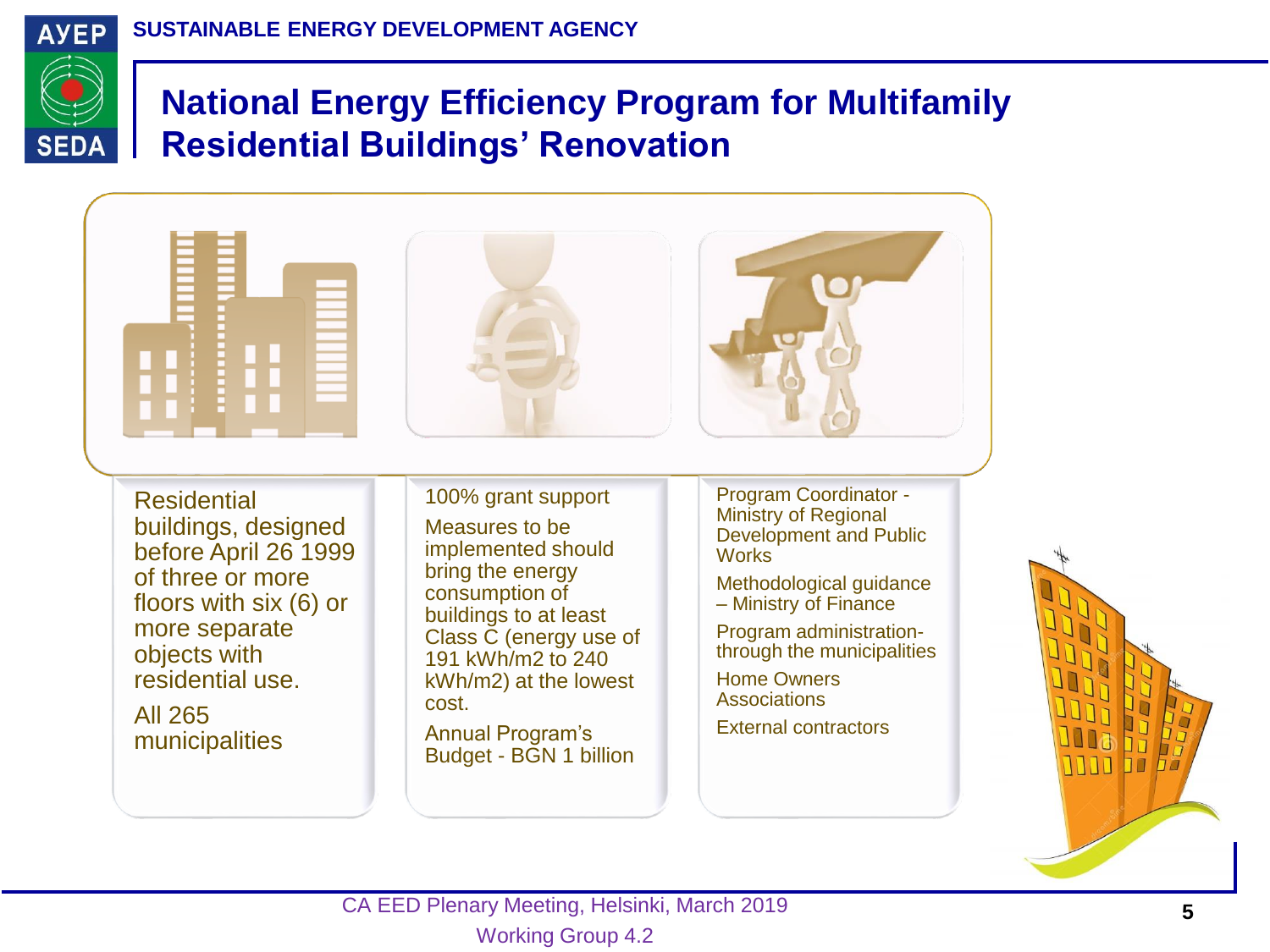# National Energy Efficiency Program for Multifamily Residential Buildings' Renovation

Residential buildings, designed before April 26 1999 of three or more floors with six (6) or more separate objects with residential use.

All 265 municipalities

100% grant support

Measures to be implemented should bring the energy consumption of buildings to at least Class C (energy use of 191 kWh/m2 to 240 kWh/m2) at the lowest cost.

Annual Program's Budget - BGN 1 billion

Program Coordinator - Ministry of Regional Development and Public Works

Methodological guidance – Ministry of Finance

Program administration- through the municipalities

Home Owners Associations

External contractors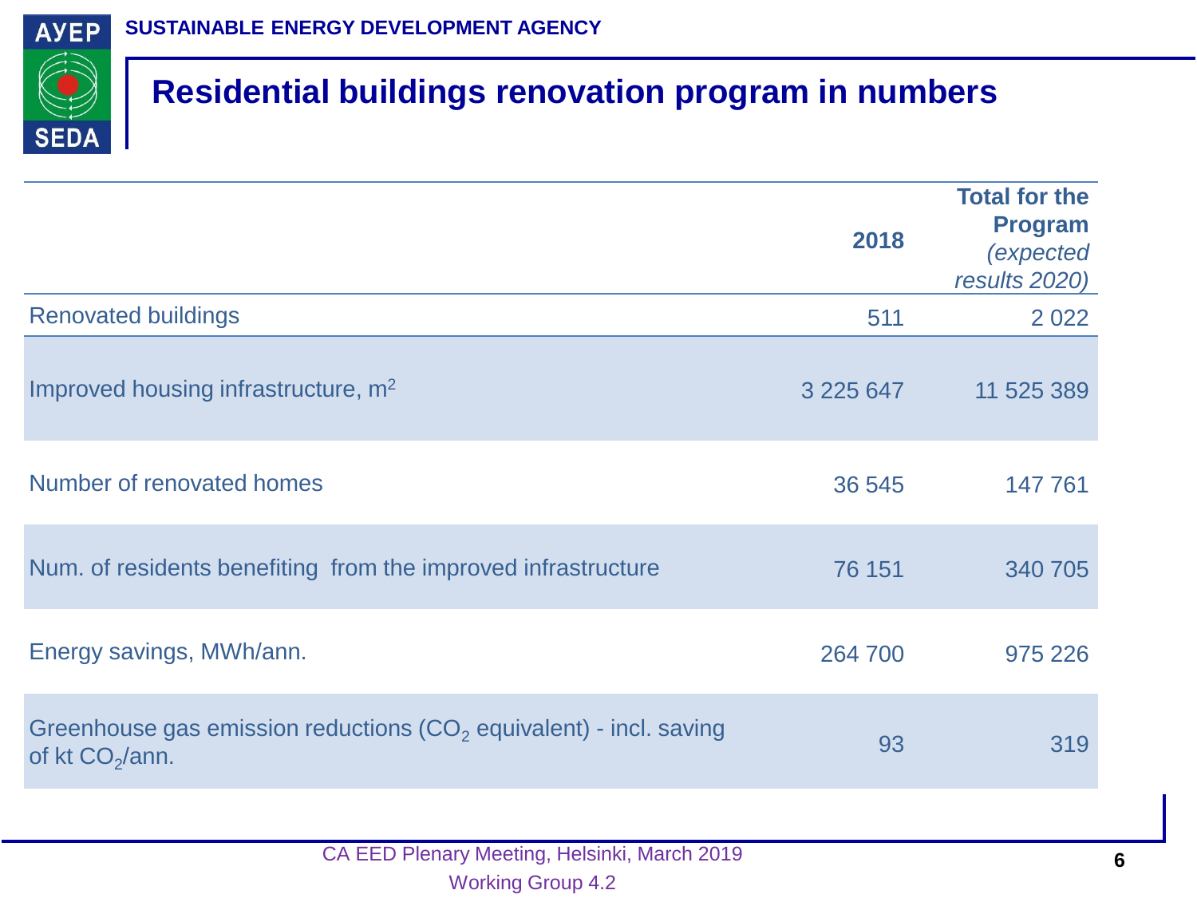# Residential buildings renovation program in numbers

| | 2018 | Total for the Program *(expected results 2020)* |
|---|---|---|
| Renovated buildings | 511 | 2 022 |
| Improved housing infrastructure, $m^2$ | 3 225 647 | 11 525 389 |
| Number of renovated homes | 36 545 | 147 761 |
| Num. of residents benefiting from the improved infrastructure | 76 151 | 340 705 |
| Energy savings, MWh/ann. | 264 700 | 975 226 |
| Greenhouse gas emission reductions ($CO_2$ equivalent) - incl. saving of kt $CO_2$/ann. | 93 | 319 |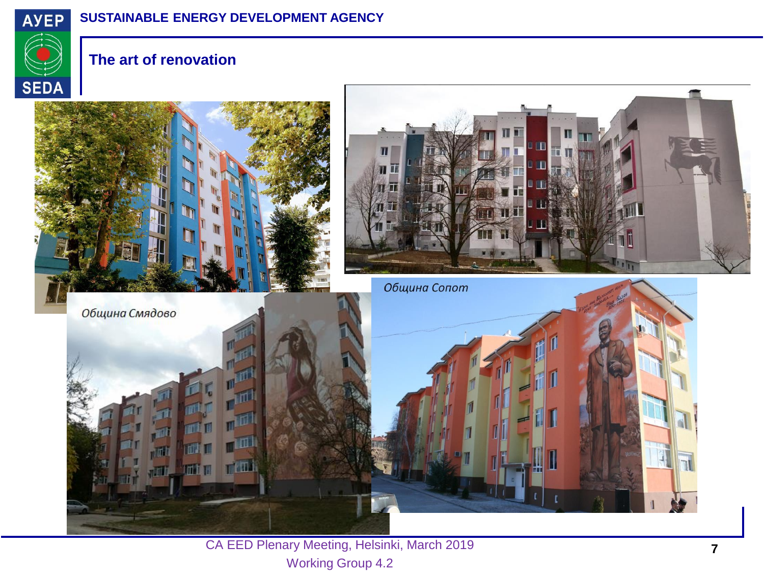## The art of renovation

Община Смядово

Община Сопот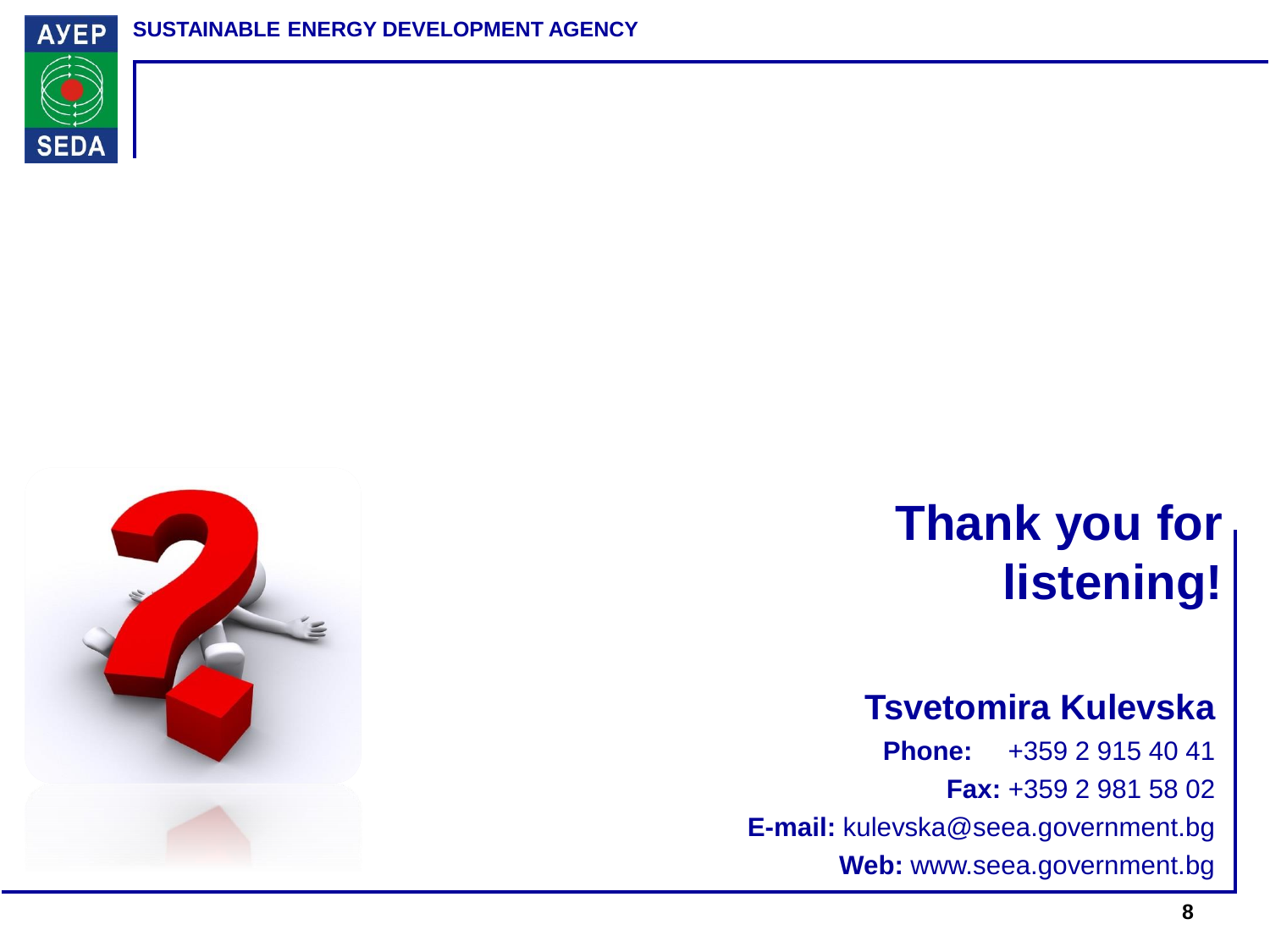# Thank you for listening!

**Tsvetomira Kulevska**

**Phone:** +359 2 915 40 41

**Fax:** +359 2 981 58 02

**E-mail:** kulevska@seea.government.bg

**Web:** www.seea.government.bg